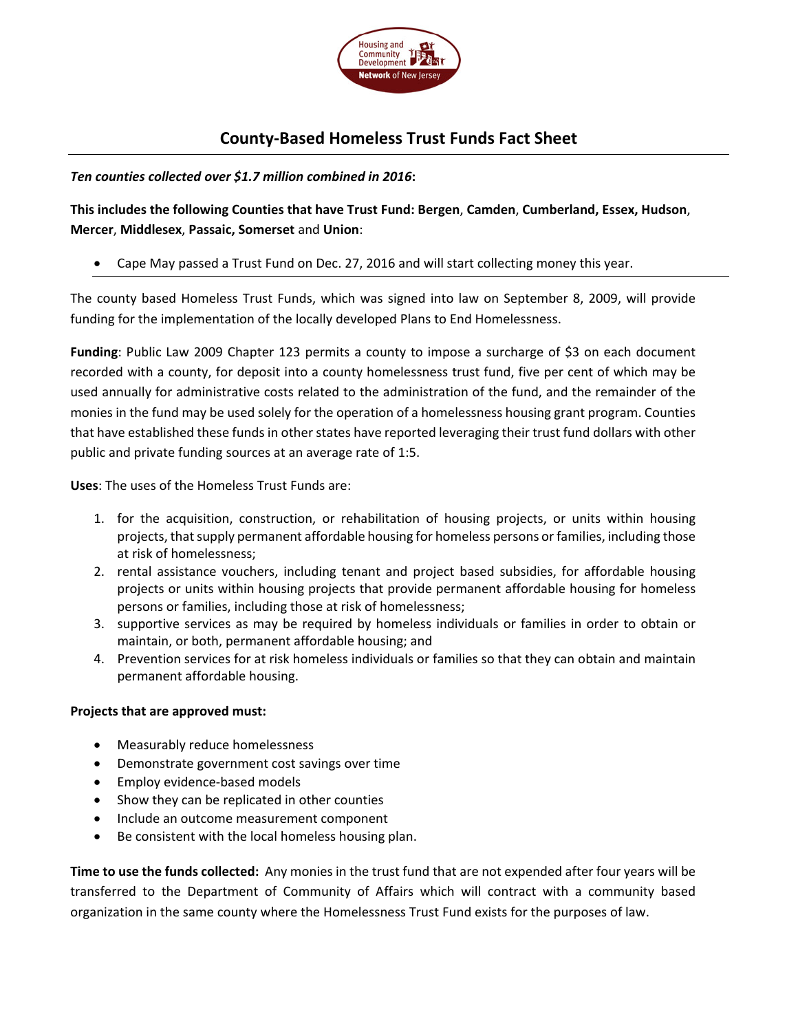# County-Based Homeless Trust Funds Fact Sheet

***Ten counties collected over $1.7 million combined in 2016*:**

**This includes the following Counties that have Trust Fund: Bergen, Camden, Cumberland, Essex, Hudson, Mercer, Middlesex, Passaic, Somerset and Union:**

- Cape May passed a Trust Fund on Dec. 27, 2016 and will start collecting money this year.

---

The county based Homeless Trust Funds, which was signed into law on September 8, 2009, will provide funding for the implementation of the locally developed Plans to End Homelessness.

**Funding**: Public Law 2009 Chapter 123 permits a county to impose a surcharge of $3 on each document recorded with a county, for deposit into a county homelessness trust fund, five per cent of which may be used annually for administrative costs related to the administration of the fund, and the remainder of the monies in the fund may be used solely for the operation of a homelessness housing grant program. Counties that have established these funds in other states have reported leveraging their trust fund dollars with other public and private funding sources at an average rate of 1:5.

**Uses**: The uses of the Homeless Trust Funds are:

1. for the acquisition, construction, or rehabilitation of housing projects, or units within housing projects, that supply permanent affordable housing for homeless persons or families, including those at risk of homelessness;
2. rental assistance vouchers, including tenant and project based subsidies, for affordable housing projects or units within housing projects that provide permanent affordable housing for homeless persons or families, including those at risk of homelessness;
3. supportive services as may be required by homeless individuals or families in order to obtain or maintain, or both, permanent affordable housing; and
4. Prevention services for at risk homeless individuals or families so that they can obtain and maintain permanent affordable housing.

**Projects that are approved must:**

- Measurably reduce homelessness
- Demonstrate government cost savings over time
- Employ evidence-based models
- Show they can be replicated in other counties
- Include an outcome measurement component
- Be consistent with the local homeless housing plan.

**Time to use the funds collected:** Any monies in the trust fund that are not expended after four years will be transferred to the Department of Community of Affairs which will contract with a community based organization in the same county where the Homelessness Trust Fund exists for the purposes of law.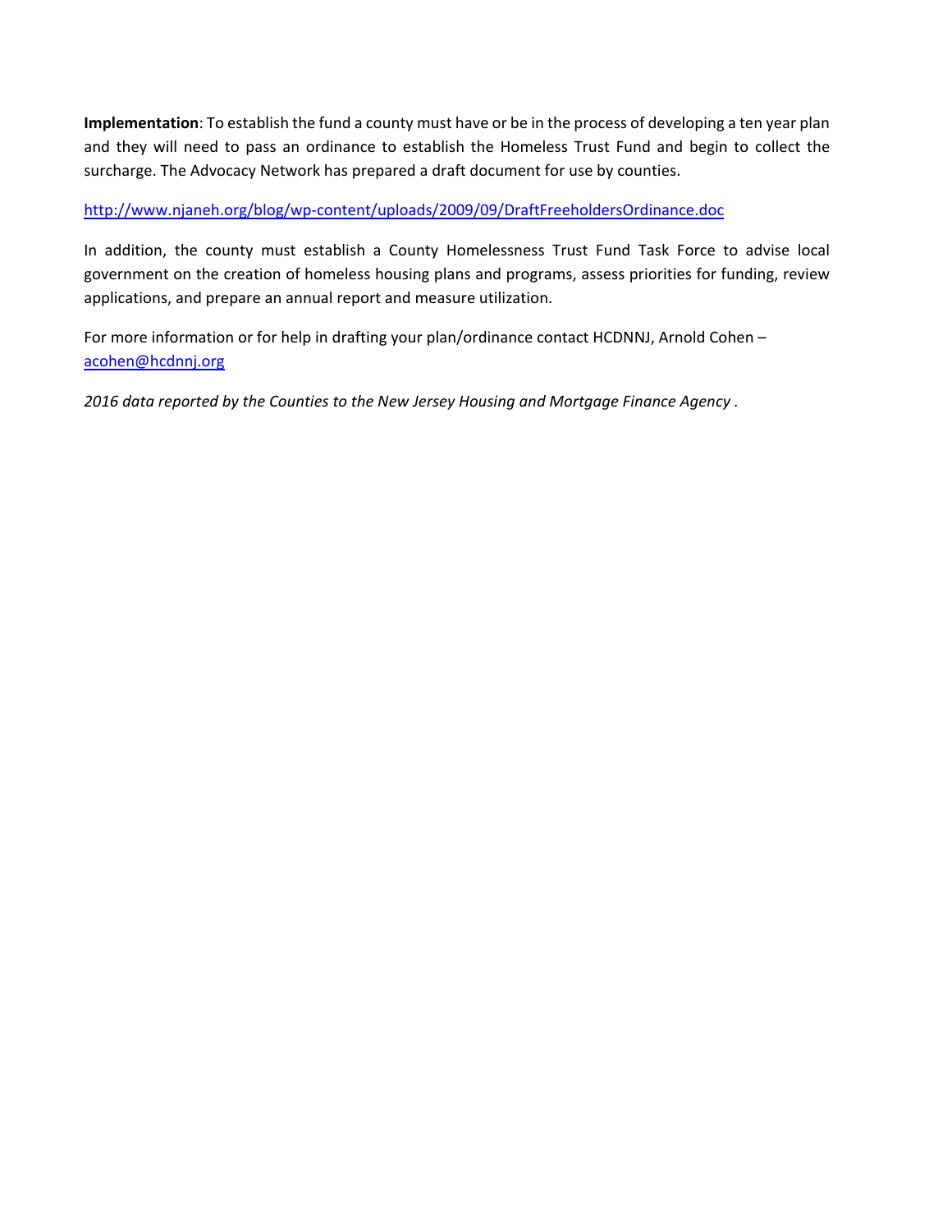**Implementation**: To establish the fund a county must have or be in the process of developing a ten year plan and they will need to pass an ordinance to establish the Homeless Trust Fund and begin to collect the surcharge. The Advocacy Network has prepared a draft document for use by counties.

http://www.njaneh.org/blog/wp-content/uploads/2009/09/DraftFreeholdersOrdinance.doc

In addition, the county must establish a County Homelessness Trust Fund Task Force to advise local government on the creation of homeless housing plans and programs, assess priorities for funding, review applications, and prepare an annual report and measure utilization.

For more information or for help in drafting your plan/ordinance contact HCDNNJ, Arnold Cohen – acohen@hcdnnj.org

*2016 data reported by the Counties to the New Jersey Housing and Mortgage Finance Agency .*